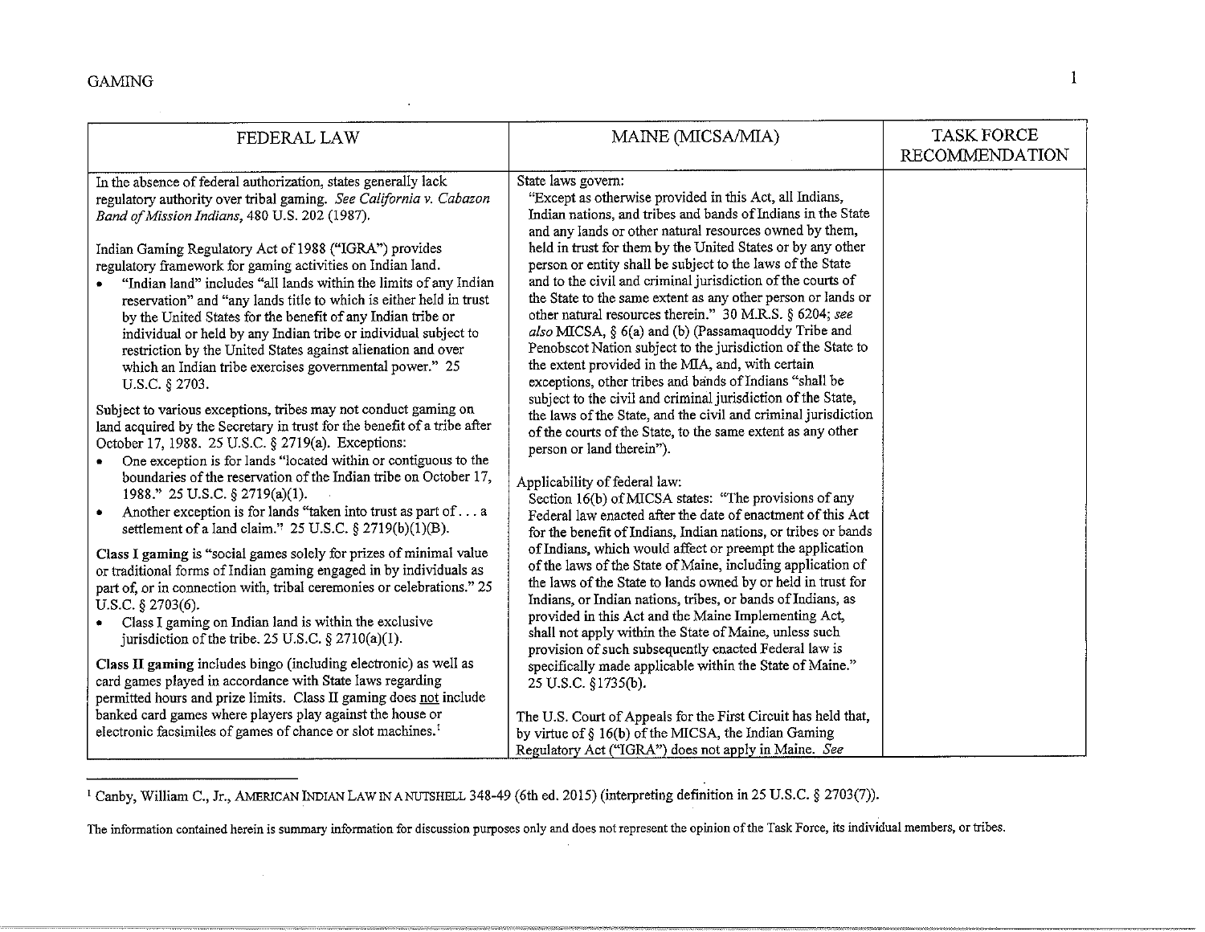GAMING

| FEDERAL LAW | MAINE (MICSA/MIA) | TASK FORCE RECOMMENDATION |
|---|---|---|
| In the absence of federal authorization, states generally lack regulatory authority over tribal gaming. *See California v. Cabazon Band of Mission Indians*, 480 U.S. 202 (1987).<br><br>Indian Gaming Regulatory Act of 1988 ("IGRA") provides regulatory framework for gaming activities on Indian land.<br>• "Indian land" includes "all lands within the limits of any Indian reservation" and "any lands title to which is either held in trust by the United States for the benefit of any Indian tribe or individual or held by any Indian tribe or individual subject to restriction by the United States against alienation and over which an Indian tribe exercises governmental power." 25 U.S.C. § 2703.<br><br>Subject to various exceptions, tribes may not conduct gaming on land acquired by the Secretary in trust for the benefit of a tribe after October 17, 1988. 25 U.S.C. § 2719(a). Exceptions:<br>• One exception is for lands "located within or contiguous to the boundaries of the reservation of the Indian tribe on October 17, 1988." 25 U.S.C. § 2719(a)(1).<br>• Another exception is for lands "taken into trust as part of . . . a settlement of a land claim." 25 U.S.C. § 2719(b)(1)(B).<br><br>**Class I gaming** is "social games solely for prizes of minimal value or traditional forms of Indian gaming engaged in by individuals as part of, or in connection with, tribal ceremonies or celebrations." 25 U.S.C. § 2703(6).<br>• Class I gaming on Indian land is within the exclusive jurisdiction of the tribe. 25 U.S.C. § 2710(a)(1).<br><br>**Class II gaming** includes bingo (including electronic) as well as card games played in accordance with State laws regarding permitted hours and prize limits. Class II gaming does <u>not</u> include banked card games where players play against the house or electronic facsimiles of games of chance or slot machines.[1] | State laws govern:<br>"Except as otherwise provided in this Act, all Indians, Indian nations, and tribes and bands of Indians in the State and any lands or other natural resources owned by them, held in trust for them by the United States or by any other person or entity shall be subject to the laws of the State and to the civil and criminal jurisdiction of the courts of the State to the same extent as any other person or lands or other natural resources therein." 30 M.R.S. § 6204; *see also* MICSA, § 6(a) and (b) (Passamaquoddy Tribe and Penobscot Nation subject to the jurisdiction of the State to the extent provided in the MIA, and, with certain exceptions, other tribes and bands of Indians "shall be subject to the civil and criminal jurisdiction of the State, the laws of the State, and the civil and criminal jurisdiction of the courts of the State, to the same extent as any other person or land therein").<br><br>Applicability of federal law:<br>Section 16(b) of MICSA states: "The provisions of any Federal law enacted after the date of enactment of this Act for the benefit of Indians, Indian nations, or tribes or bands of Indians, which would affect or preempt the application of the laws of the State of Maine, including application of the laws of the State to lands owned by or held in trust for Indians, or Indian nations, tribes, or bands of Indians, as provided in this Act and the Maine Implementing Act, shall not apply within the State of Maine, unless such provision of such subsequently enacted Federal law is specifically made applicable within the State of Maine." 25 U.S.C. §1735(b).<br><br>The U.S. Court of Appeals for the First Circuit has held that, by virtue of § 16(b) of the MICSA, the Indian Gaming Regulatory Act ("IGRA") does not apply in Maine. *See* | |

[1] Canby, William C., Jr., AMERICAN INDIAN LAW IN A NUTSHELL 348-49 (6th ed. 2015) (interpreting definition in 25 U.S.C. § 2703(7)).

The information contained herein is summary information for discussion purposes only and does not represent the opinion of the Task Force, its individual members, or tribes.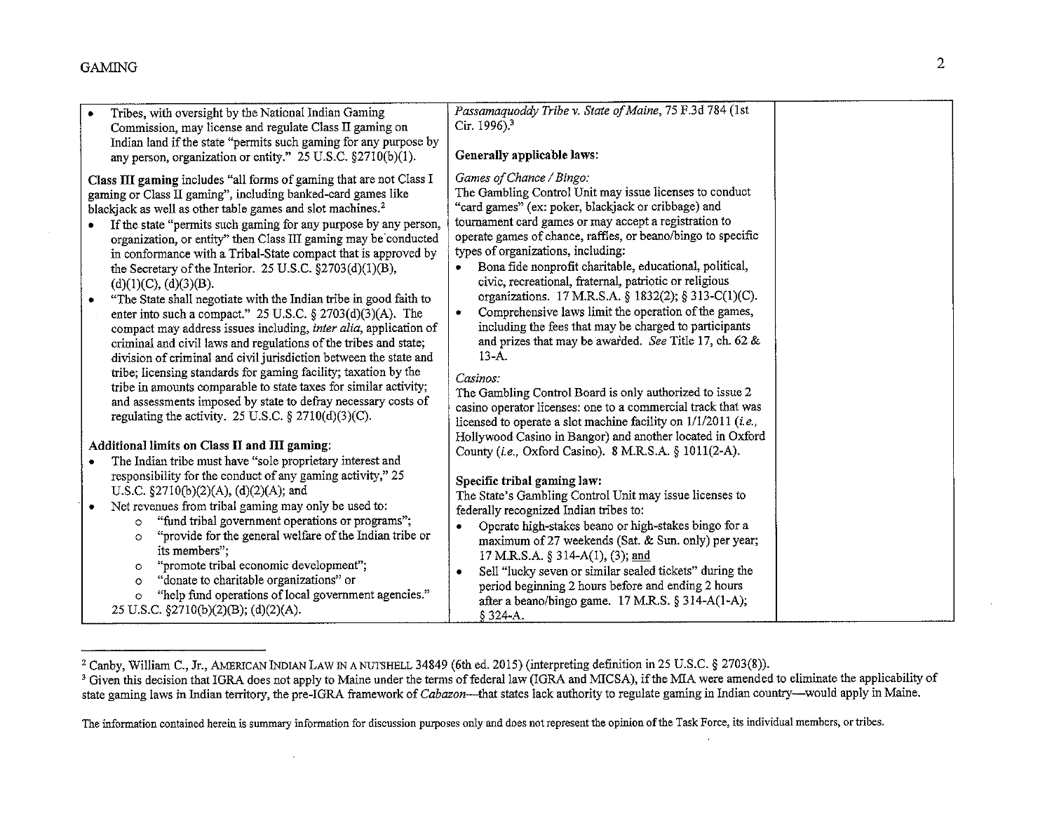| | | |
|---|---|---|
| • Tribes, with oversight by the National Indian Gaming Commission, may license and regulate Class II gaming on Indian land if the state "permits such gaming for any purpose by any person, organization or entity." 25 U.S.C. §2710(b)(1).<br><br>**Class III gaming** includes "all forms of gaming that are not Class I gaming or Class II gaming", including banked-card games like blackjack as well as other table games and slot machines.[2]<br>• If the state "permits such gaming for any purpose by any person, organization, or entity" then Class III gaming may be conducted in conformance with a Tribal-State compact that is approved by the Secretary of the Interior. 25 U.S.C. §2703(d)(1)(B), (d)(1)(C), (d)(3)(B).<br>• "The State shall negotiate with the Indian tribe in good faith to enter into such a compact." 25 U.S.C. § 2703(d)(3)(A). The compact may address issues including, *inter alia*, application of criminal and civil laws and regulations of the tribes and state; division of criminal and civil jurisdiction between the state and tribe; licensing standards for gaming facility; taxation by the tribe in amounts comparable to state taxes for similar activity; and assessments imposed by state to defray necessary costs of regulating the activity. 25 U.S.C. § 2710(d)(3)(C).<br><br>**Additional limits on Class II and III gaming**:<br>• The Indian tribe must have "sole proprietary interest and responsibility for the conduct of any gaming activity," 25 U.S.C. §2710(b)(2)(A), (d)(2)(A); and<br>• Net revenues from tribal gaming may only be used to:<br>  ○ "fund tribal government operations or programs";<br>  ○ "provide for the general welfare of the Indian tribe or its members";<br>  ○ "promote tribal economic development";<br>  ○ "donate to charitable organizations" or<br>  ○ "help fund operations of local government agencies."<br>25 U.S.C. §2710(b)(2)(B); (d)(2)(A). | *Passamaquoddy Tribe v. State of Maine*, 75 F.3d 784 (1st Cir. 1996).[3]<br><br>**Generally applicable laws:**<br><br>*Games of Chance / Bingo:*<br>The Gambling Control Unit may issue licenses to conduct "card games" (ex: poker, blackjack or cribbage) and tournament card games or may accept a registration to operate games of chance, raffles, or beano/bingo to specific types of organizations, including:<br>• Bona fide nonprofit charitable, educational, political, civic, recreational, fraternal, patriotic or religious organizations. 17 M.R.S.A. § 1832(2); § 313-C(1)(C).<br>• Comprehensive laws limit the operation of the games, including the fees that may be charged to participants and prizes that may be awarded. *See* Title 17, ch. 62 & 13-A.<br><br>*Casinos:*<br>The Gambling Control Board is only authorized to issue 2 casino operator licenses: one to a commercial track that was licensed to operate a slot machine facility on 1/1/2011 (*i.e.*, Hollywood Casino in Bangor) and another located in Oxford County (*i.e.*, Oxford Casino). 8 M.R.S.A. § 1011(2-A).<br><br>**Specific tribal gaming law:**<br>The State's Gambling Control Unit may issue licenses to federally recognized Indian tribes to:<br>• Operate high-stakes beano or high-stakes bingo for a maximum of 27 weekends (Sat. & Sun. only) per year; 17 M.R.S.A. § 314-A(1), (3); and<br>• Sell "lucky seven or similar sealed tickets" during the period beginning 2 hours before and ending 2 hours after a beano/bingo game. 17 M.R.S. § 314-A(1-A); § 324-A. | |

[2] Canby, William C., Jr., AMERICAN INDIAN LAW IN A NUTSHELL 34849 (6th ed. 2015) (interpreting definition in 25 U.S.C. § 2703(8)).

[3] Given this decision that IGRA does not apply to Maine under the terms of federal law (IGRA and MICSA), if the MIA were amended to eliminate the applicability of state gaming laws in Indian territory, the pre-IGRA framework of *Cabazon*—that states lack authority to regulate gaming in Indian country—would apply in Maine.

The information contained herein is summary information for discussion purposes only and does not represent the opinion of the Task Force, its individual members, or tribes.